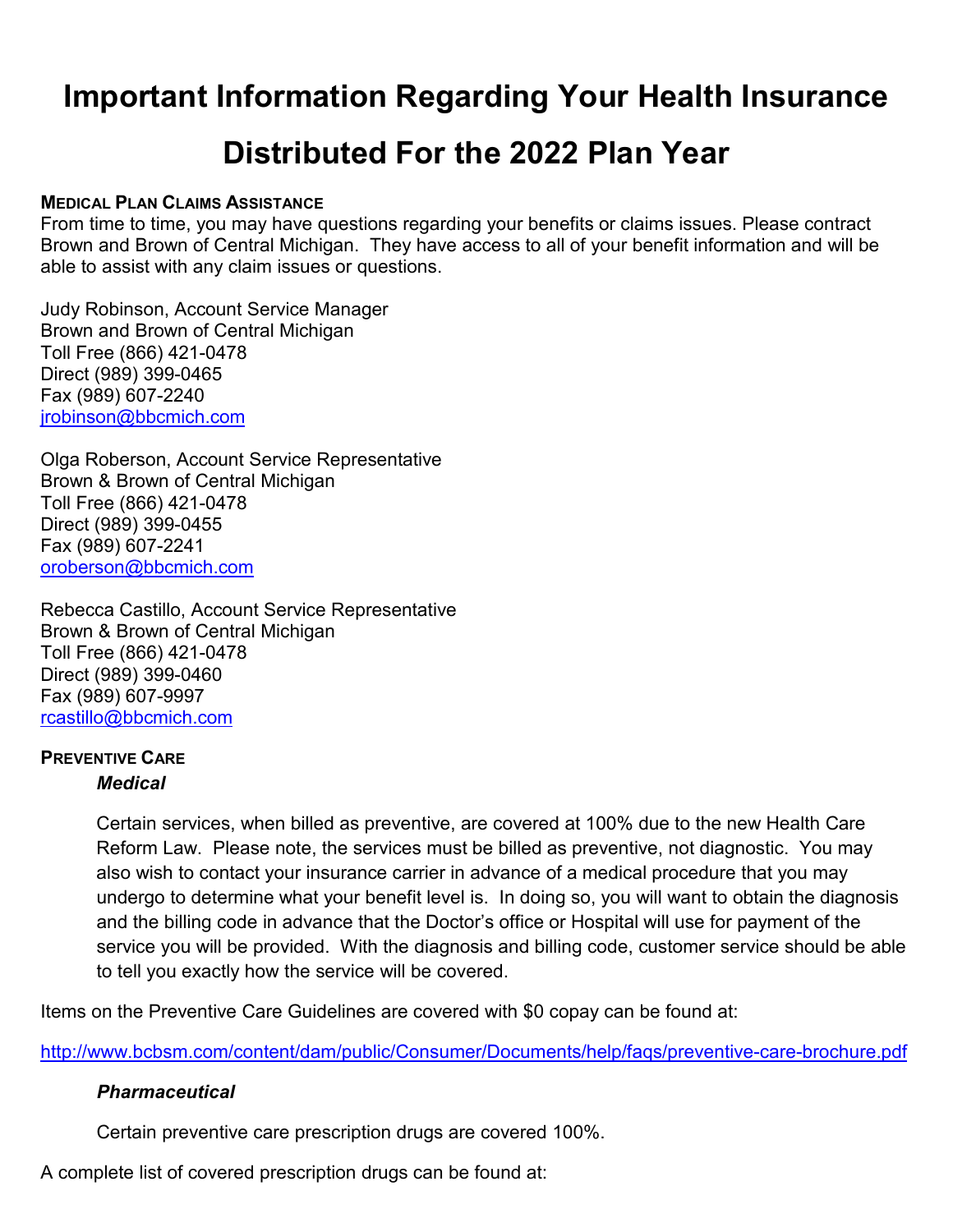# Important Information Regarding Your Health Insurance Distributed For the 2022 Plan Year

**MEDICAL PLAN CLAIMS ASSISTANCE**

From time to time, you may have questions regarding your benefits or claims issues. Please contract Brown and Brown of Central Michigan. They have access to all of your benefit information and will be able to assist with any claim issues or questions.

Judy Robinson, Account Service Manager
Brown and Brown of Central Michigan
Toll Free (866) 421-0478
Direct (989) 399-0465
Fax (989) 607-2240
jrobinson@bbcmich.com

Olga Roberson, Account Service Representative
Brown & Brown of Central Michigan
Toll Free (866) 421-0478
Direct (989) 399-0455
Fax (989) 607-2241
oroberson@bbcmich.com

Rebecca Castillo, Account Service Representative
Brown & Brown of Central Michigan
Toll Free (866) 421-0478
Direct (989) 399-0460
Fax (989) 607-9997
rcastillo@bbcmich.com

**PREVENTIVE CARE**

***Medical***

Certain services, when billed as preventive, are covered at 100% due to the new Health Care Reform Law. Please note, the services must be billed as preventive, not diagnostic. You may also wish to contact your insurance carrier in advance of a medical procedure that you may undergo to determine what your benefit level is. In doing so, you will want to obtain the diagnosis and the billing code in advance that the Doctor's office or Hospital will use for payment of the service you will be provided. With the diagnosis and billing code, customer service should be able to tell you exactly how the service will be covered.

Items on the Preventive Care Guidelines are covered with $0 copay can be found at:

http://www.bcbsm.com/content/dam/public/Consumer/Documents/help/faqs/preventive-care-brochure.pdf

***Pharmaceutical***

Certain preventive care prescription drugs are covered 100%.

A complete list of covered prescription drugs can be found at: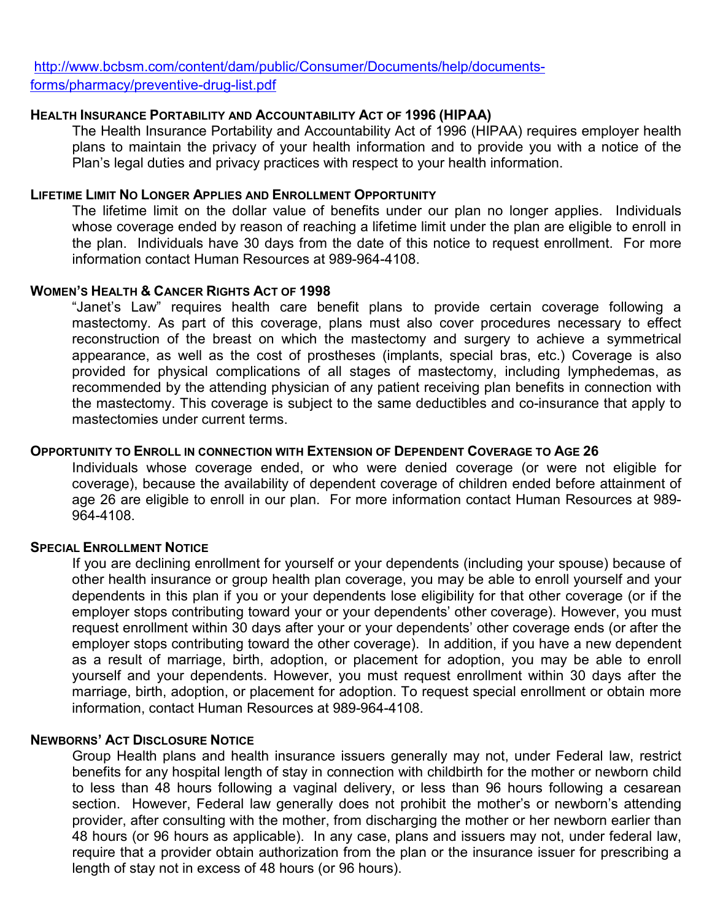http://www.bcbsm.com/content/dam/public/Consumer/Documents/help/documents-forms/pharmacy/preventive-drug-list.pdf

### HEALTH INSURANCE PORTABILITY AND ACCOUNTABILITY ACT OF 1996 (HIPAA)

The Health Insurance Portability and Accountability Act of 1996 (HIPAA) requires employer health plans to maintain the privacy of your health information and to provide you with a notice of the Plan's legal duties and privacy practices with respect to your health information.

### LIFETIME LIMIT NO LONGER APPLIES AND ENROLLMENT OPPORTUNITY

The lifetime limit on the dollar value of benefits under our plan no longer applies. Individuals whose coverage ended by reason of reaching a lifetime limit under the plan are eligible to enroll in the plan. Individuals have 30 days from the date of this notice to request enrollment. For more information contact Human Resources at 989-964-4108.

### WOMEN'S HEALTH & CANCER RIGHTS ACT OF 1998

"Janet's Law" requires health care benefit plans to provide certain coverage following a mastectomy. As part of this coverage, plans must also cover procedures necessary to effect reconstruction of the breast on which the mastectomy and surgery to achieve a symmetrical appearance, as well as the cost of prostheses (implants, special bras, etc.) Coverage is also provided for physical complications of all stages of mastectomy, including lymphedemas, as recommended by the attending physician of any patient receiving plan benefits in connection with the mastectomy. This coverage is subject to the same deductibles and co-insurance that apply to mastectomies under current terms.

### OPPORTUNITY TO ENROLL IN CONNECTION WITH EXTENSION OF DEPENDENT COVERAGE TO AGE 26

Individuals whose coverage ended, or who were denied coverage (or were not eligible for coverage), because the availability of dependent coverage of children ended before attainment of age 26 are eligible to enroll in our plan. For more information contact Human Resources at 989-964-4108.

### SPECIAL ENROLLMENT NOTICE

If you are declining enrollment for yourself or your dependents (including your spouse) because of other health insurance or group health plan coverage, you may be able to enroll yourself and your dependents in this plan if you or your dependents lose eligibility for that other coverage (or if the employer stops contributing toward your or your dependents' other coverage). However, you must request enrollment within 30 days after your or your dependents' other coverage ends (or after the employer stops contributing toward the other coverage). In addition, if you have a new dependent as a result of marriage, birth, adoption, or placement for adoption, you may be able to enroll yourself and your dependents. However, you must request enrollment within 30 days after the marriage, birth, adoption, or placement for adoption. To request special enrollment or obtain more information, contact Human Resources at 989-964-4108.

### NEWBORNS' ACT DISCLOSURE NOTICE

Group Health plans and health insurance issuers generally may not, under Federal law, restrict benefits for any hospital length of stay in connection with childbirth for the mother or newborn child to less than 48 hours following a vaginal delivery, or less than 96 hours following a cesarean section. However, Federal law generally does not prohibit the mother's or newborn's attending provider, after consulting with the mother, from discharging the mother or her newborn earlier than 48 hours (or 96 hours as applicable). In any case, plans and issuers may not, under federal law, require that a provider obtain authorization from the plan or the insurance issuer for prescribing a length of stay not in excess of 48 hours (or 96 hours).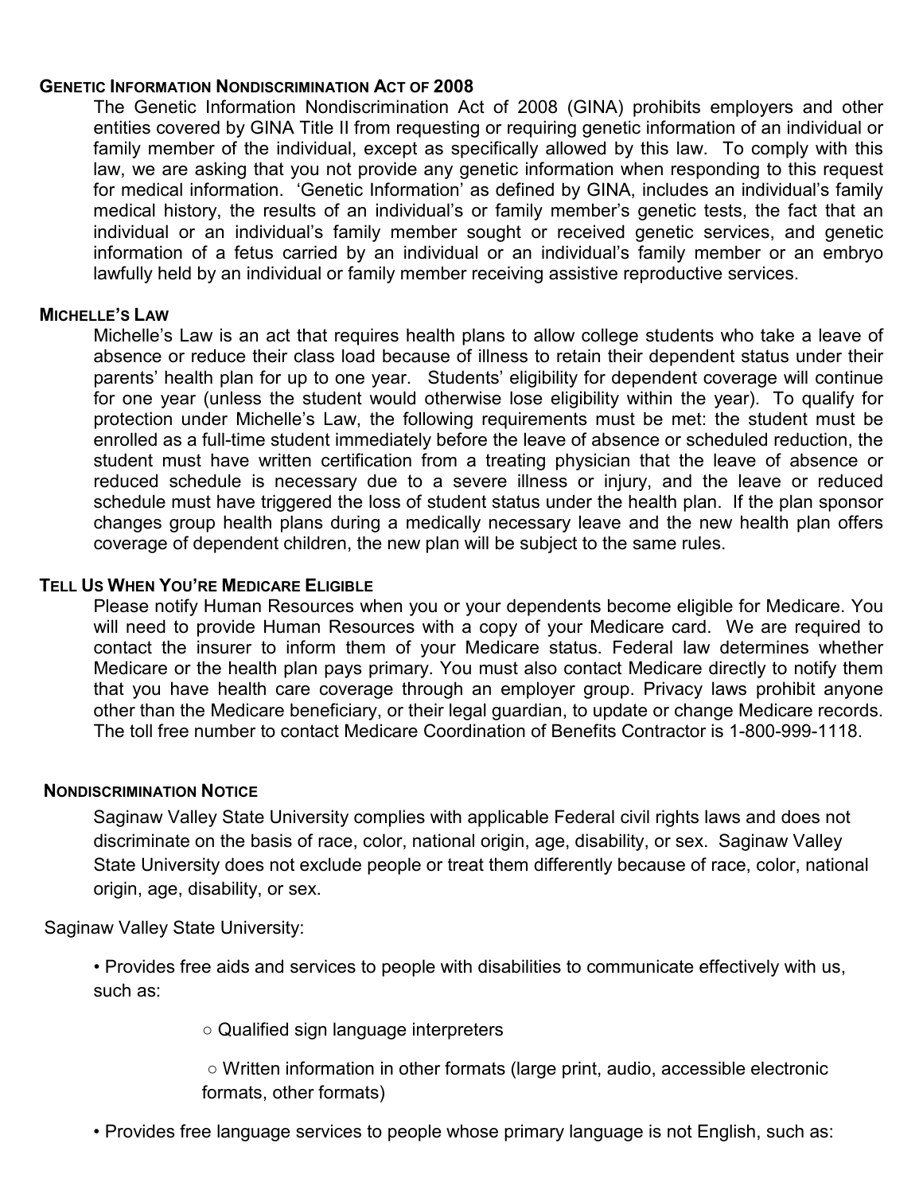## Genetic Information Nondiscrimination Act of 2008

The Genetic Information Nondiscrimination Act of 2008 (GINA) prohibits employers and other entities covered by GINA Title II from requesting or requiring genetic information of an individual or family member of the individual, except as specifically allowed by this law. To comply with this law, we are asking that you not provide any genetic information when responding to this request for medical information. 'Genetic Information' as defined by GINA, includes an individual's family medical history, the results of an individual's or family member's genetic tests, the fact that an individual or an individual's family member sought or received genetic services, and genetic information of a fetus carried by an individual or an individual's family member or an embryo lawfully held by an individual or family member receiving assistive reproductive services.

## Michelle's Law

Michelle's Law is an act that requires health plans to allow college students who take a leave of absence or reduce their class load because of illness to retain their dependent status under their parents' health plan for up to one year. Students' eligibility for dependent coverage will continue for one year (unless the student would otherwise lose eligibility within the year). To qualify for protection under Michelle's Law, the following requirements must be met: the student must be enrolled as a full-time student immediately before the leave of absence or scheduled reduction, the student must have written certification from a treating physician that the leave of absence or reduced schedule is necessary due to a severe illness or injury, and the leave or reduced schedule must have triggered the loss of student status under the health plan. If the plan sponsor changes group health plans during a medically necessary leave and the new health plan offers coverage of dependent children, the new plan will be subject to the same rules.

## Tell Us When You're Medicare Eligible

Please notify Human Resources when you or your dependents become eligible for Medicare. You will need to provide Human Resources with a copy of your Medicare card. We are required to contact the insurer to inform them of your Medicare status. Federal law determines whether Medicare or the health plan pays primary. You must also contact Medicare directly to notify them that you have health care coverage through an employer group. Privacy laws prohibit anyone other than the Medicare beneficiary, or their legal guardian, to update or change Medicare records. The toll free number to contact Medicare Coordination of Benefits Contractor is 1-800-999-1118.

## Nondiscrimination Notice

Saginaw Valley State University complies with applicable Federal civil rights laws and does not discriminate on the basis of race, color, national origin, age, disability, or sex. Saginaw Valley State University does not exclude people or treat them differently because of race, color, national origin, age, disability, or sex.

Saginaw Valley State University:

- Provides free aids and services to people with disabilities to communicate effectively with us, such as:
  - Qualified sign language interpreters
  - Written information in other formats (large print, audio, accessible electronic formats, other formats)
- Provides free language services to people whose primary language is not English, such as: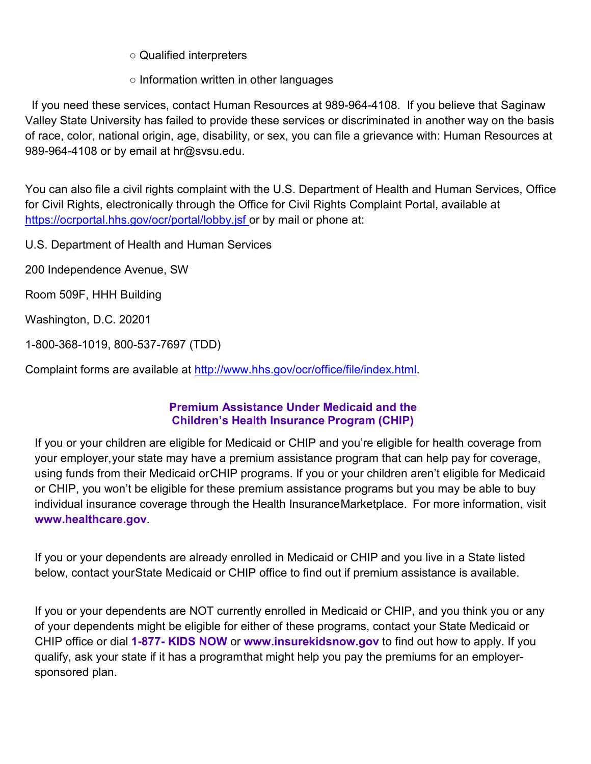- Qualified interpreters
- Information written in other languages

If you need these services, contact Human Resources at 989-964-4108. If you believe that Saginaw Valley State University has failed to provide these services or discriminated in another way on the basis of race, color, national origin, age, disability, or sex, you can file a grievance with: Human Resources at 989-964-4108 or by email at hr@svsu.edu.

You can also file a civil rights complaint with the U.S. Department of Health and Human Services, Office for Civil Rights, electronically through the Office for Civil Rights Complaint Portal, available at https://ocrportal.hhs.gov/ocr/portal/lobby.jsf or by mail or phone at:

U.S. Department of Health and Human Services

200 Independence Avenue, SW

Room 509F, HHH Building

Washington, D.C. 20201

1-800-368-1019, 800-537-7697 (TDD)

Complaint forms are available at http://www.hhs.gov/ocr/office/file/index.html.

## Premium Assistance Under Medicaid and the Children's Health Insurance Program (CHIP)

If you or your children are eligible for Medicaid or CHIP and you're eligible for health coverage from your employer, your state may have a premium assistance program that can help pay for coverage, using funds from their Medicaid or CHIP programs. If you or your children aren't eligible for Medicaid or CHIP, you won't be eligible for these premium assistance programs but you may be able to buy individual insurance coverage through the Health Insurance Marketplace. For more information, visit **www.healthcare.gov**.

If you or your dependents are already enrolled in Medicaid or CHIP and you live in a State listed below, contact your State Medicaid or CHIP office to find out if premium assistance is available.

If you or your dependents are NOT currently enrolled in Medicaid or CHIP, and you think you or any of your dependents might be eligible for either of these programs, contact your State Medicaid or CHIP office or dial **1-877- KIDS NOW** or **www.insurekidsnow.gov** to find out how to apply. If you qualify, ask your state if it has a program that might help you pay the premiums for an employer-sponsored plan.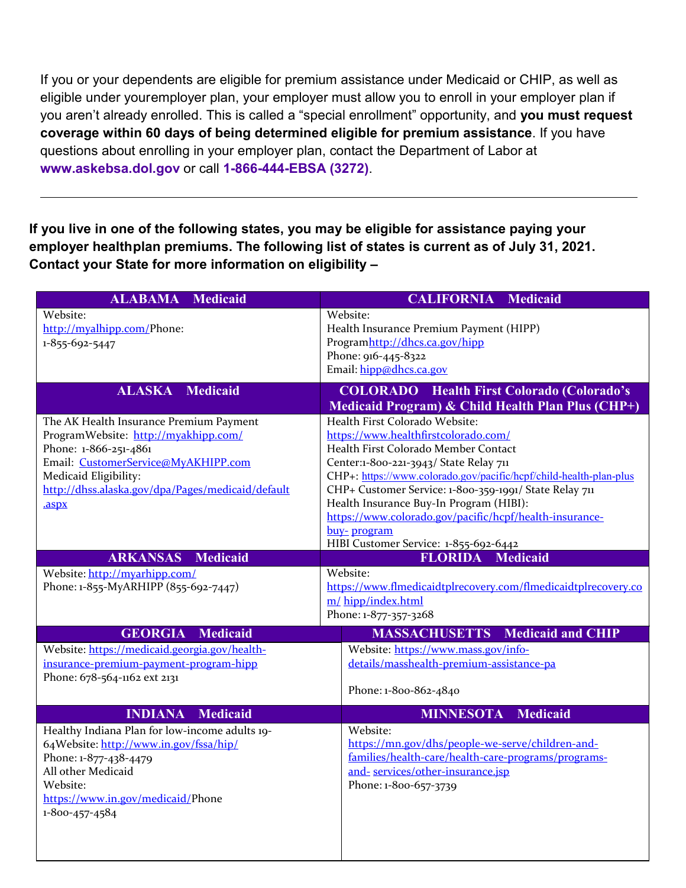If you or your dependents are eligible for premium assistance under Medicaid or CHIP, as well as eligible under youremployer plan, your employer must allow you to enroll in your employer plan if you aren't already enrolled. This is called a "special enrollment" opportunity, and **you must request coverage within 60 days of being determined eligible for premium assistance**. If you have questions about enrolling in your employer plan, contact the Department of Labor at **www.askebsa.dol.gov** or call **1-866-444-EBSA (3272)**.

---

**If you live in one of the following states, you may be eligible for assistance paying your employer healthplan premiums. The following list of states is current as of July 31, 2021. Contact your State for more information on eligibility –**

| ALABAMA Medicaid | CALIFORNIA Medicaid |
|---|---|
| Website: http://myalhipp.com/Phone: 1-855-692-5447 | Website: Health Insurance Premium Payment (HIPP) Programhttp://dhcs.ca.gov/hipp<br>Phone: 916-445-8322<br>Email: hipp@dhcs.ca.gov |
| **ALASKA Medicaid** | **COLORADO Health First Colorado (Colorado's Medicaid Program) & Child Health Plan Plus (CHP+)** |
| The AK Health Insurance Premium Payment ProgramWebsite: http://myakhipp.com/<br>Phone: 1-866-251-4861<br>Email: CustomerService@MyAKHIPP.com<br>Medicaid Eligibility: http://dhss.alaska.gov/dpa/Pages/medicaid/default.aspx | Health First Colorado Website: https://www.healthfirstcolorado.com/<br>Health First Colorado Member Contact Center:1-800-221-3943/ State Relay 711<br>CHP+: https://www.colorado.gov/pacific/hcpf/child-health-plan-plus<br>CHP+ Customer Service: 1-800-359-1991/ State Relay 711<br>Health Insurance Buy-In Program (HIBI): https://www.colorado.gov/pacific/hcpf/health-insurance-buy- program<br>HIBI Customer Service: 1-855-692-6442 |
| **ARKANSAS Medicaid** | **FLORIDA Medicaid** |
| Website: http://myarhipp.com/<br>Phone: 1-855-MyARHIPP (855-692-7447) | Website: https://www.flmedicaidtplrecovery.com/flmedicaidtplrecovery.com/ hipp/index.html<br>Phone: 1-877-357-3268 |
| **GEORGIA Medicaid** | **MASSACHUSETTS Medicaid and CHIP** |
| Website: https://medicaid.georgia.gov/health-insurance-premium-payment-program-hipp<br>Phone: 678-564-1162 ext 2131 | Website: https://www.mass.gov/info-details/masshealth-premium-assistance-pa<br><br>Phone: 1-800-862-4840 |
| **INDIANA Medicaid** | **MINNESOTA Medicaid** |
| Healthy Indiana Plan for low-income adults 19-64Website: http://www.in.gov/fssa/hip/<br>Phone: 1-877-438-4479<br>All other Medicaid<br>Website: https://www.in.gov/medicaid/Phone 1-800-457-4584 | Website: https://mn.gov/dhs/people-we-serve/children-and-families/health-care/health-care-programs/programs-and- services/other-insurance.jsp<br>Phone: 1-800-657-3739 |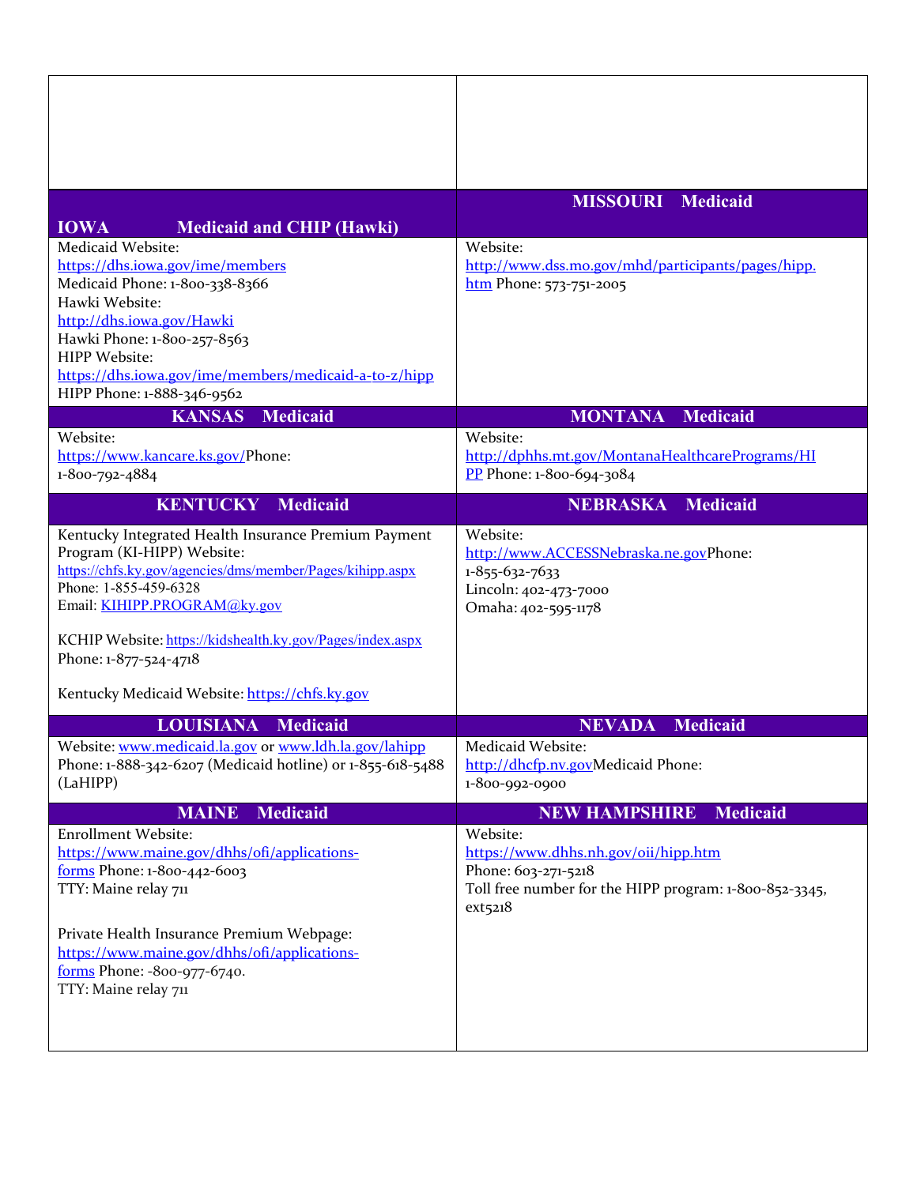| IOWA – Medicaid and CHIP (Hawki) | MISSOURI – Medicaid |
|---|---|
| Medicaid Website: https://dhs.iowa.gov/ime/members<br>Medicaid Phone: 1-800-338-8366<br>Hawki Website: http://dhs.iowa.gov/Hawki<br>Hawki Phone: 1-800-257-8563<br>HIPP Website: https://dhs.iowa.gov/ime/members/medicaid-a-to-z/hipp<br>HIPP Phone: 1-888-346-9562 | Website: http://www.dss.mo.gov/mhd/participants/pages/hipp.htm Phone: 573-751-2005 |
| **KANSAS – Medicaid** | **MONTANA – Medicaid** |
| Website: https://www.kancare.ks.gov/ Phone: 1-800-792-4884 | Website: http://dphhs.mt.gov/MontanaHealthcarePrograms/HIPP Phone: 1-800-694-3084 |
| **KENTUCKY – Medicaid** | **NEBRASKA – Medicaid** |
| Kentucky Integrated Health Insurance Premium Payment Program (KI-HIPP) Website: https://chfs.ky.gov/agencies/dms/member/Pages/kihipp.aspx<br>Phone: 1-855-459-6328<br>Email: KIHIPP.PROGRAM@ky.gov<br><br>KCHIP Website: https://kidshealth.ky.gov/Pages/index.aspx<br>Phone: 1-877-524-4718<br><br>Kentucky Medicaid Website: https://chfs.ky.gov | Website: http://www.ACCESSNebraska.ne.gov Phone: 1-855-632-7633<br>Lincoln: 402-473-7000<br>Omaha: 402-595-1178 |
| **LOUISIANA – Medicaid** | **NEVADA – Medicaid** |
| Website: www.medicaid.la.gov or www.ldh.la.gov/lahipp<br>Phone: 1-888-342-6207 (Medicaid hotline) or 1-855-618-5488 (LaHIPP) | Medicaid Website: http://dhcfp.nv.gov Medicaid Phone: 1-800-992-0900 |
| **MAINE – Medicaid** | **NEW HAMPSHIRE – Medicaid** |
| Enrollment Website: https://www.maine.gov/dhhs/ofi/applications-forms Phone: 1-800-442-6003<br>TTY: Maine relay 711<br><br>Private Health Insurance Premium Webpage: https://www.maine.gov/dhhs/ofi/applications-forms Phone: -800-977-6740.<br>TTY: Maine relay 711 | Website: https://www.dhhs.nh.gov/oii/hipp.htm<br>Phone: 603-271-5218<br>Toll free number for the HIPP program: 1-800-852-3345, ext5218 |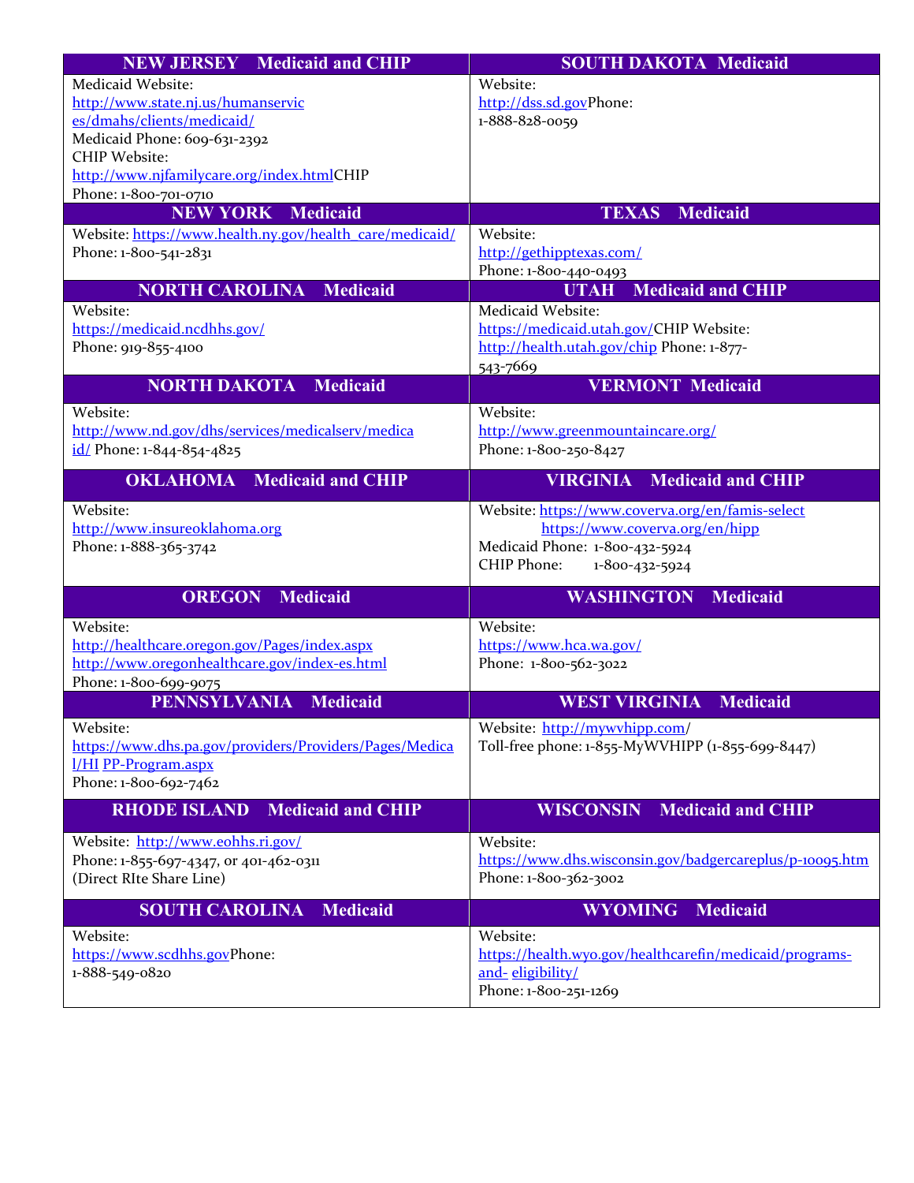| NEW JERSEY Medicaid and CHIP | SOUTH DAKOTA Medicaid |
|---|---|
| Medicaid Website: http://www.state.nj.us/humanservices/dmahs/clients/medicaid/ Medicaid Phone: 609-631-2392 CHIP Website: http://www.njfamilycare.org/index.html CHIP Phone: 1-800-701-0710 | Website: http://dss.sd.gov Phone: 1-888-828-0059 |
| **NEW YORK Medicaid** | **TEXAS Medicaid** |
| Website: https://www.health.ny.gov/health_care/medicaid/ Phone: 1-800-541-2831 | Website: http://gethipptexas.com/ Phone: 1-800-440-0493 |
| **NORTH CAROLINA Medicaid** | **UTAH Medicaid and CHIP** |
| Website: https://medicaid.ncdhhs.gov/ Phone: 919-855-4100 | Medicaid Website: https://medicaid.utah.gov/ CHIP Website: http://health.utah.gov/chip Phone: 1-877-543-7669 |
| **NORTH DAKOTA Medicaid** | **VERMONT Medicaid** |
| Website: http://www.nd.gov/dhs/services/medicalserv/medicaid/ Phone: 1-844-854-4825 | Website: http://www.greenmountaincare.org/ Phone: 1-800-250-8427 |
| **OKLAHOMA Medicaid and CHIP** | **VIRGINIA Medicaid and CHIP** |
| Website: http://www.insureoklahoma.org Phone: 1-888-365-3742 | Website: https://www.coverva.org/en/famis-select https://www.coverva.org/en/hipp Medicaid Phone: 1-800-432-5924 CHIP Phone: 1-800-432-5924 |
| **OREGON Medicaid** | **WASHINGTON Medicaid** |
| Website: http://healthcare.oregon.gov/Pages/index.aspx http://www.oregonhealthcare.gov/index-es.html Phone: 1-800-699-9075 | Website: https://www.hca.wa.gov/ Phone: 1-800-562-3022 |
| **PENNSYLVANIA Medicaid** | **WEST VIRGINIA Medicaid** |
| Website: https://www.dhs.pa.gov/providers/Providers/Pages/Medical/HIPP-Program.aspx Phone: 1-800-692-7462 | Website: http://mywvhipp.com/ Toll-free phone: 1-855-MyWVHIPP (1-855-699-8447) |
| **RHODE ISLAND Medicaid and CHIP** | **WISCONSIN Medicaid and CHIP** |
| Website: http://www.eohhs.ri.gov/ Phone: 1-855-697-4347, or 401-462-0311 (Direct RIte Share Line) | Website: https://www.dhs.wisconsin.gov/badgercareplus/p-10095.htm Phone: 1-800-362-3002 |
| **SOUTH CAROLINA Medicaid** | **WYOMING Medicaid** |
| Website: https://www.scdhhs.gov Phone: 1-888-549-0820 | Website: https://health.wyo.gov/healthcarefin/medicaid/programs-and-eligibility/ Phone: 1-800-251-1269 |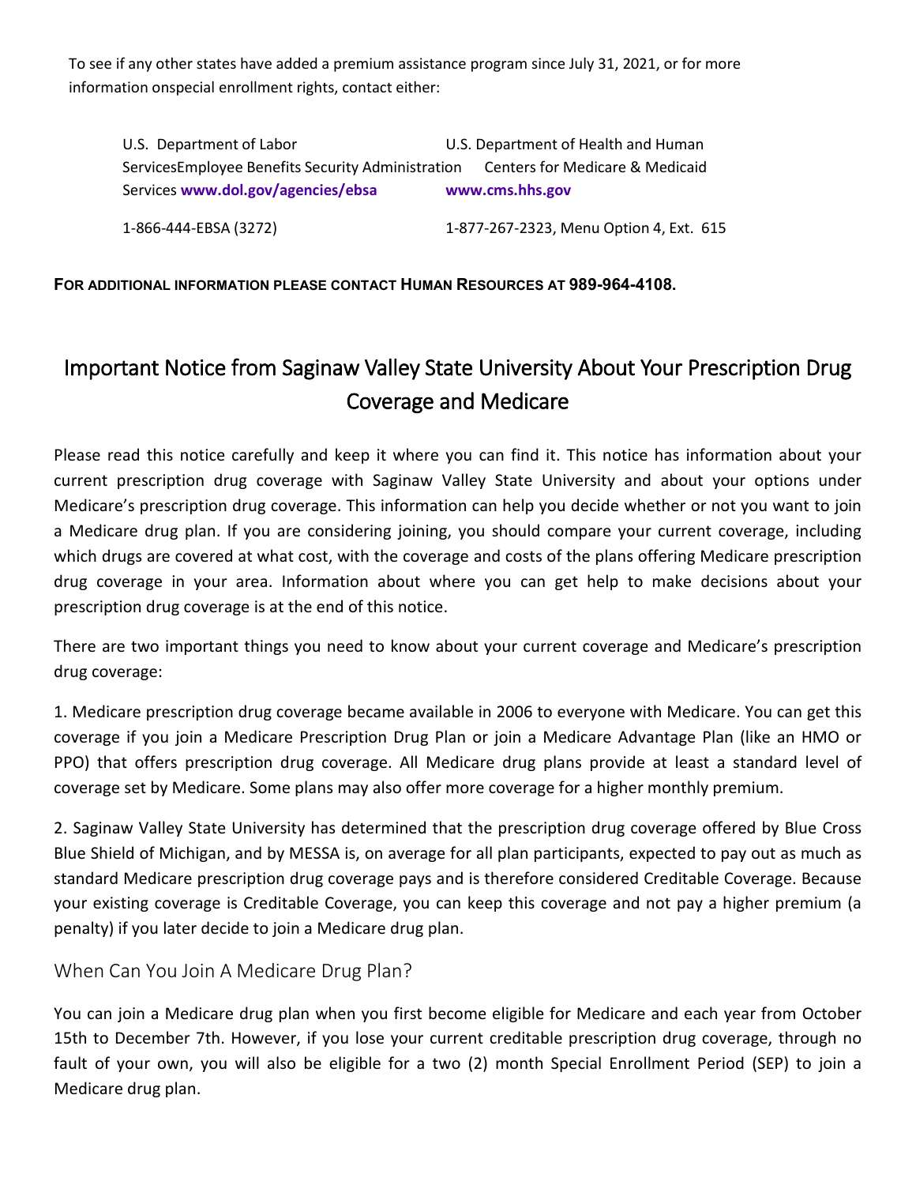To see if any other states have added a premium assistance program since July 31, 2021, or for more information onspecial enrollment rights, contact either:

| U.S. Department of Labor Employee Benefits Security Administration | U.S. Department of Health and Human Services Centers for Medicare & Medicaid Services |
|---|---|
| **www.dol.gov/agencies/ebsa** | **www.cms.hhs.gov** |
| 1-866-444-EBSA (3272) | 1-877-267-2323, Menu Option 4, Ext. 615 |

**FOR ADDITIONAL INFORMATION PLEASE CONTACT HUMAN RESOURCES AT 989-964-4108.**

# Important Notice from Saginaw Valley State University About Your Prescription Drug Coverage and Medicare

Please read this notice carefully and keep it where you can find it. This notice has information about your current prescription drug coverage with Saginaw Valley State University and about your options under Medicare's prescription drug coverage. This information can help you decide whether or not you want to join a Medicare drug plan. If you are considering joining, you should compare your current coverage, including which drugs are covered at what cost, with the coverage and costs of the plans offering Medicare prescription drug coverage in your area. Information about where you can get help to make decisions about your prescription drug coverage is at the end of this notice.

There are two important things you need to know about your current coverage and Medicare's prescription drug coverage:

1. Medicare prescription drug coverage became available in 2006 to everyone with Medicare. You can get this coverage if you join a Medicare Prescription Drug Plan or join a Medicare Advantage Plan (like an HMO or PPO) that offers prescription drug coverage. All Medicare drug plans provide at least a standard level of coverage set by Medicare. Some plans may also offer more coverage for a higher monthly premium.

2. Saginaw Valley State University has determined that the prescription drug coverage offered by Blue Cross Blue Shield of Michigan, and by MESSA is, on average for all plan participants, expected to pay out as much as standard Medicare prescription drug coverage pays and is therefore considered Creditable Coverage. Because your existing coverage is Creditable Coverage, you can keep this coverage and not pay a higher premium (a penalty) if you later decide to join a Medicare drug plan.

## When Can You Join A Medicare Drug Plan?

You can join a Medicare drug plan when you first become eligible for Medicare and each year from October 15th to December 7th. However, if you lose your current creditable prescription drug coverage, through no fault of your own, you will also be eligible for a two (2) month Special Enrollment Period (SEP) to join a Medicare drug plan.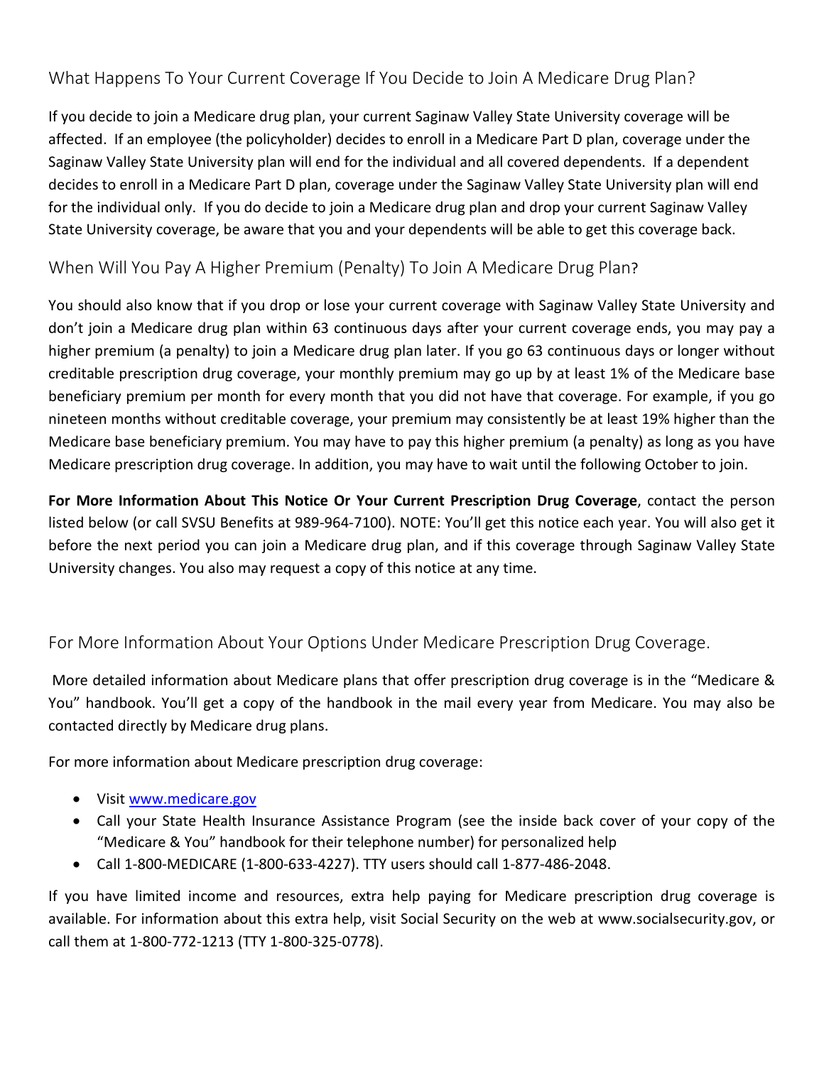## What Happens To Your Current Coverage If You Decide to Join A Medicare Drug Plan?

If you decide to join a Medicare drug plan, your current Saginaw Valley State University coverage will be affected. If an employee (the policyholder) decides to enroll in a Medicare Part D plan, coverage under the Saginaw Valley State University plan will end for the individual and all covered dependents. If a dependent decides to enroll in a Medicare Part D plan, coverage under the Saginaw Valley State University plan will end for the individual only. If you do decide to join a Medicare drug plan and drop your current Saginaw Valley State University coverage, be aware that you and your dependents will be able to get this coverage back.

## When Will You Pay A Higher Premium (Penalty) To Join A Medicare Drug Plan?

You should also know that if you drop or lose your current coverage with Saginaw Valley State University and don't join a Medicare drug plan within 63 continuous days after your current coverage ends, you may pay a higher premium (a penalty) to join a Medicare drug plan later. If you go 63 continuous days or longer without creditable prescription drug coverage, your monthly premium may go up by at least 1% of the Medicare base beneficiary premium per month for every month that you did not have that coverage. For example, if you go nineteen months without creditable coverage, your premium may consistently be at least 19% higher than the Medicare base beneficiary premium. You may have to pay this higher premium (a penalty) as long as you have Medicare prescription drug coverage. In addition, you may have to wait until the following October to join.

**For More Information About This Notice Or Your Current Prescription Drug Coverage**, contact the person listed below (or call SVSU Benefits at 989-964-7100). NOTE: You'll get this notice each year. You will also get it before the next period you can join a Medicare drug plan, and if this coverage through Saginaw Valley State University changes. You also may request a copy of this notice at any time.

## For More Information About Your Options Under Medicare Prescription Drug Coverage.

More detailed information about Medicare plans that offer prescription drug coverage is in the "Medicare & You" handbook. You'll get a copy of the handbook in the mail every year from Medicare. You may also be contacted directly by Medicare drug plans.

For more information about Medicare prescription drug coverage:

- Visit [www.medicare.gov](http://www.medicare.gov)
- Call your State Health Insurance Assistance Program (see the inside back cover of your copy of the "Medicare & You" handbook for their telephone number) for personalized help
- Call 1-800-MEDICARE (1-800-633-4227). TTY users should call 1-877-486-2048.

If you have limited income and resources, extra help paying for Medicare prescription drug coverage is available. For information about this extra help, visit Social Security on the web at www.socialsecurity.gov, or call them at 1-800-772-1213 (TTY 1-800-325-0778).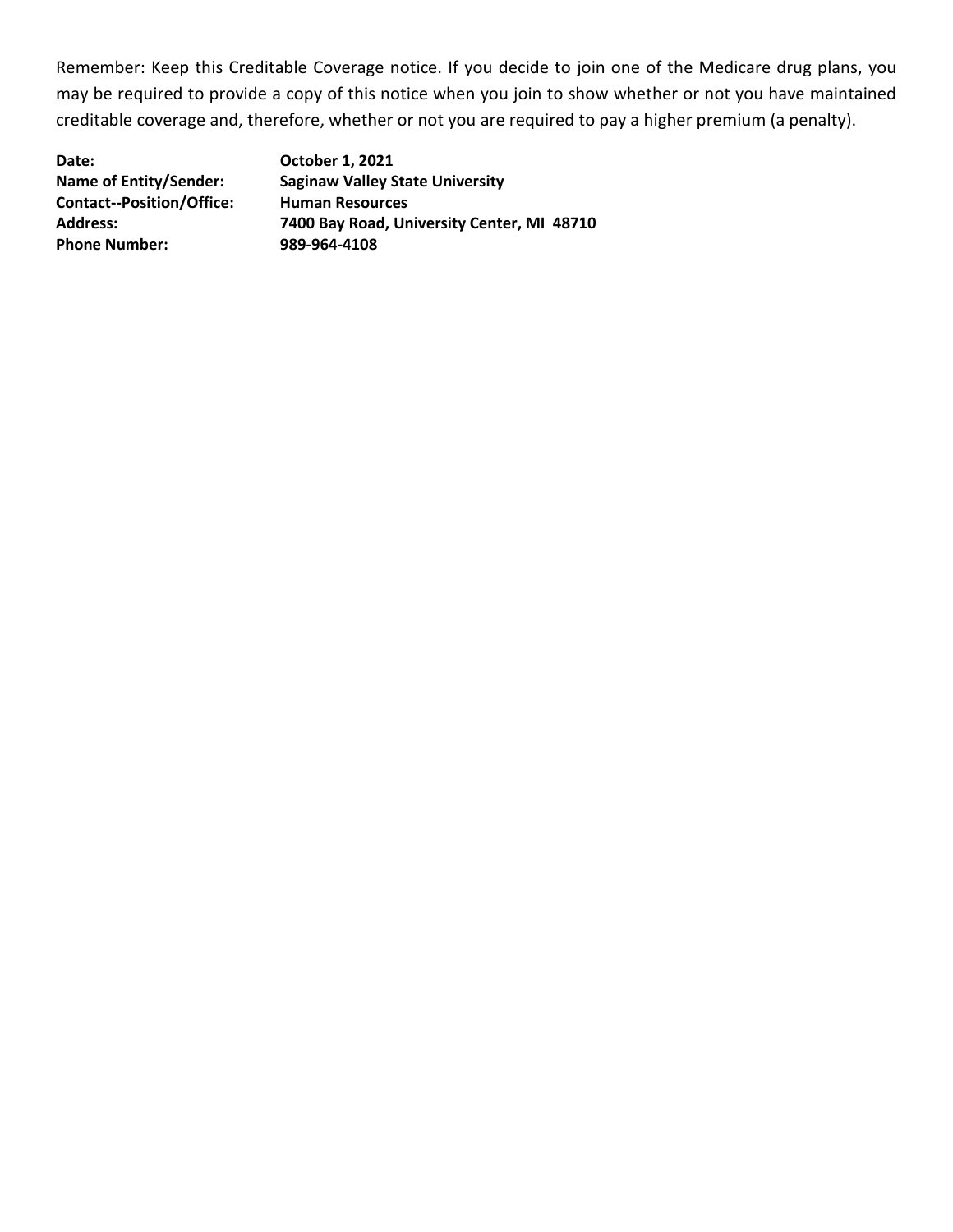Remember: Keep this Creditable Coverage notice. If you decide to join one of the Medicare drug plans, you may be required to provide a copy of this notice when you join to show whether or not you have maintained creditable coverage and, therefore, whether or not you are required to pay a higher premium (a penalty).

| | |
|---|---|
| **Date:** | **October 1, 2021** |
| **Name of Entity/Sender:** | **Saginaw Valley State University** |
| **Contact--Position/Office:** | **Human Resources** |
| **Address:** | **7400 Bay Road, University Center, MI 48710** |
| **Phone Number:** | **989-964-4108** |